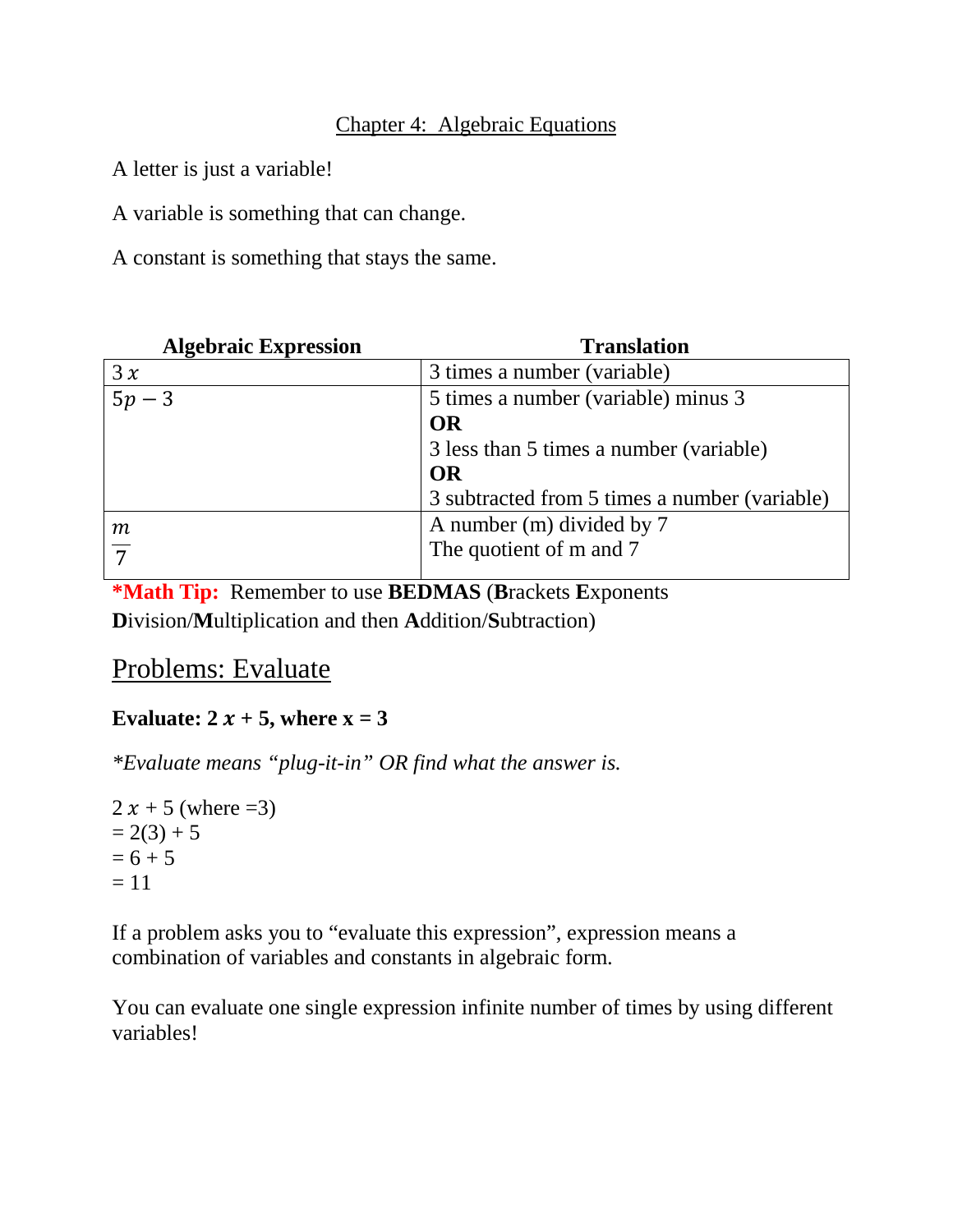# Chapter 4: Algebraic Equations

A letter is just a variable!

A variable is something that can change.

A constant is something that stays the same.

| **Algebraic Expression** | **Translation** |
|---|---|
| $3x$ | 3 times a number (variable) |
| $5p - 3$ | 5 times a number (variable) minus 3<br>**OR**<br>3 less than 5 times a number (variable)<br>**OR**<br>3 subtracted from 5 times a number (variable) |
| $\frac{m}{7}$ | A number (m) divided by 7<br>The quotient of m and 7 |

***Math Tip:** Remember to use **BEDMAS** (**B**rackets **E**xponents **D**ivision/**M**ultiplication and then **A**ddition/**S**ubtraction)

## Problems: Evaluate

**Evaluate: $2x + 5$, where x = 3**

*\*Evaluate means "plug-it-in" OR find what the answer is.*

$2x + 5$ (where =3)
$= 2(3) + 5$
$= 6 + 5$
$= 11$

If a problem asks you to "evaluate this expression", expression means a combination of variables and constants in algebraic form.

You can evaluate one single expression infinite number of times by using different variables!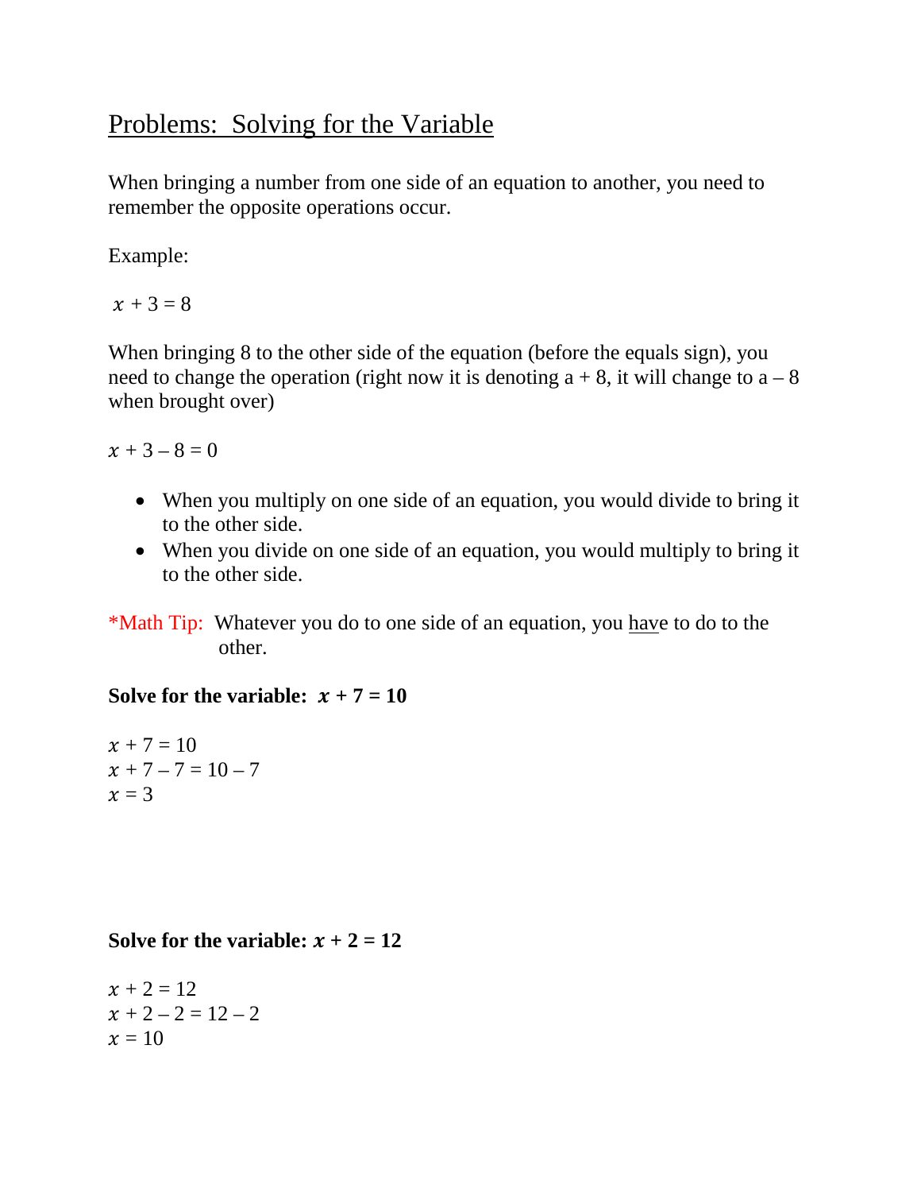## Problems: Solving for the Variable

When bringing a number from one side of an equation to another, you need to remember the opposite operations occur.

Example:

$x + 3 = 8$

When bringing 8 to the other side of the equation (before the equals sign), you need to change the operation (right now it is denoting a + 8, it will change to a – 8 when brought over)

$x + 3 - 8 = 0$

- When you multiply on one side of an equation, you would divide to bring it to the other side.
- When you divide on one side of an equation, you would multiply to bring it to the other side.

*Math Tip: Whatever you do to one side of an equation, you have to do to the other.

**Solve for the variable: $x + 7 = 10$**

$x + 7 = 10$
$x + 7 - 7 = 10 - 7$
$x = 3$

**Solve for the variable: $x + 2 = 12$**

$x + 2 = 12$
$x + 2 - 2 = 12 - 2$
$x = 10$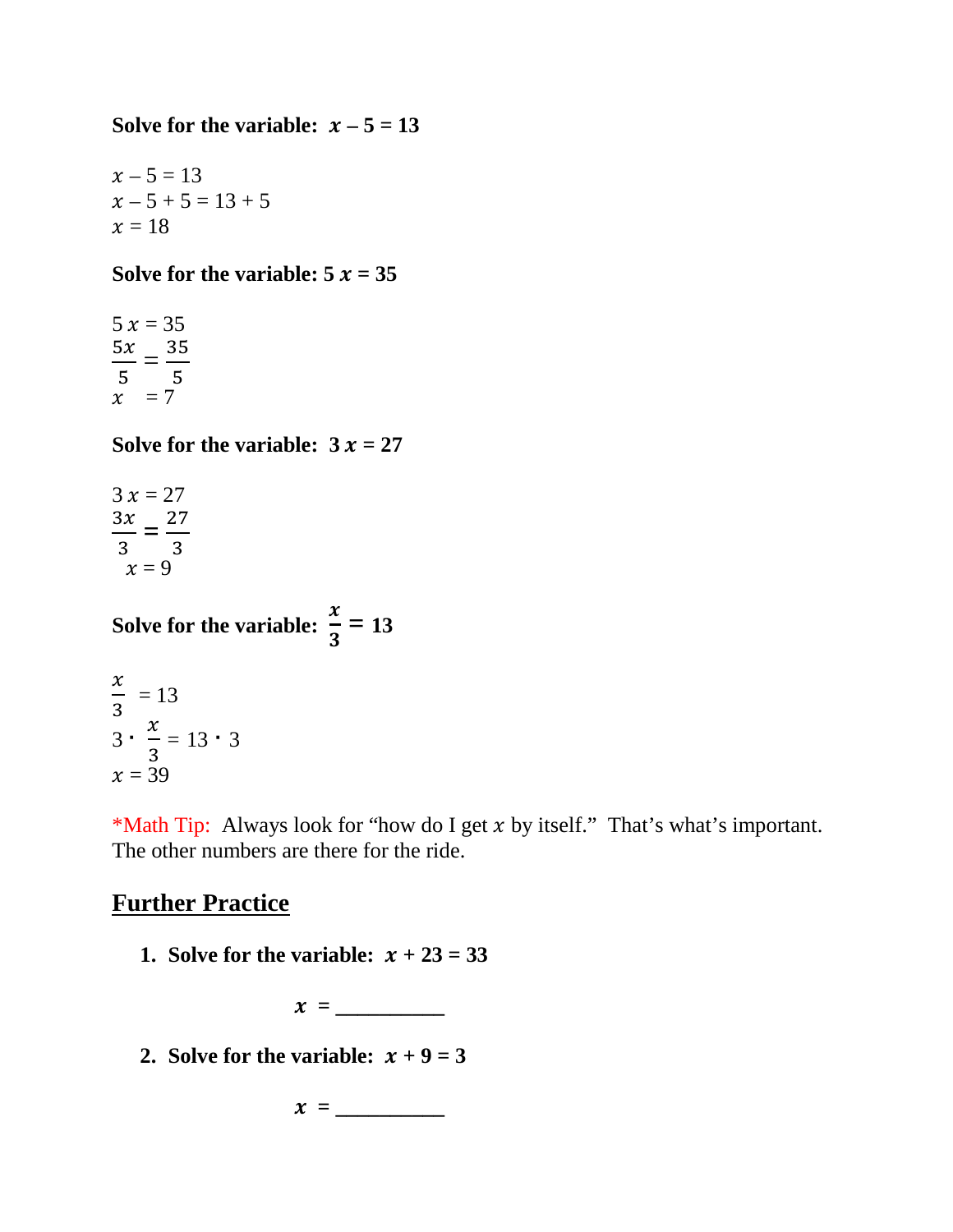**Solve for the variable: $x - 5 = 13$**

$x - 5 = 13$
$x - 5 + 5 = 13 + 5$
$x = 18$

**Solve for the variable: $5x = 35$**

$5x = 35$

$$\frac{5x}{5} = \frac{35}{5}$$

$x = 7$

**Solve for the variable: $3x = 27$**

$3x = 27$

$$\frac{3x}{3} = \frac{27}{3}$$

$x = 9$

**Solve for the variable: $\frac{x}{3} = 13$**

$\frac{x}{3} = 13$

$3 \cdot \frac{x}{3} = 13 \cdot 3$

$x = 39$

*Math Tip: Always look for "how do I get $x$ by itself." That's what's important. The other numbers are there for the ride.

## Further Practice

1. **Solve for the variable: $x + 23 = 33$**

   $x =$ __________

2. **Solve for the variable: $x + 9 = 3$**

   $x =$ __________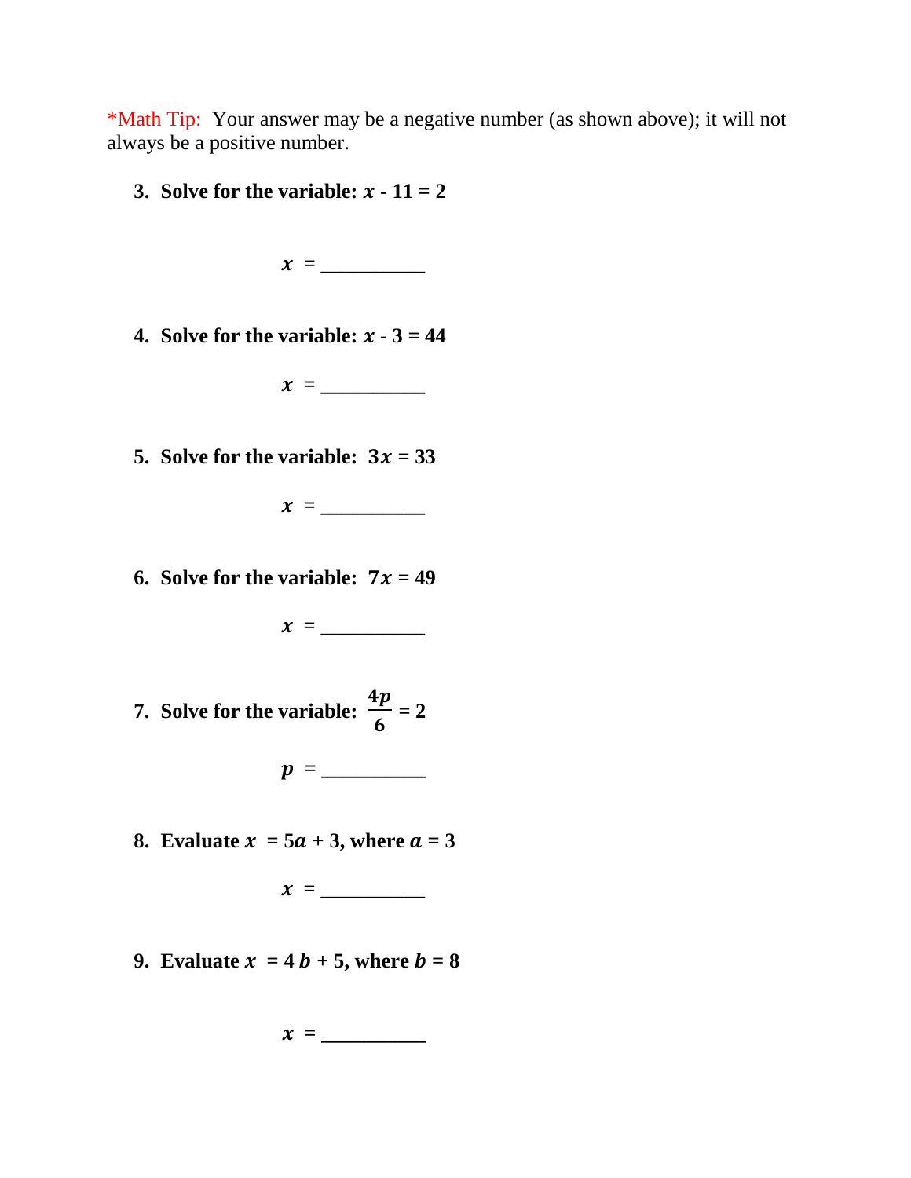*Math Tip: Your answer may be a negative number (as shown above); it will not always be a positive number.

3. **Solve for the variable: $x$ - 11 = 2**

   $x$ = __________

4. **Solve for the variable: $x$ - 3 = 44**

   $x$ = __________

5. **Solve for the variable: $3x = 33$**

   $x$ = __________

6. **Solve for the variable: $7x = 49$**

   $x$ = __________

7. **Solve for the variable: $\frac{4p}{6} = 2$**

   $p$ = __________

8. **Evaluate $x = 5a + 3$, where $a = 3$**

   $x$ = __________

9. **Evaluate $x = 4\ b + 5$, where $b = 8$**

   $x$ = __________